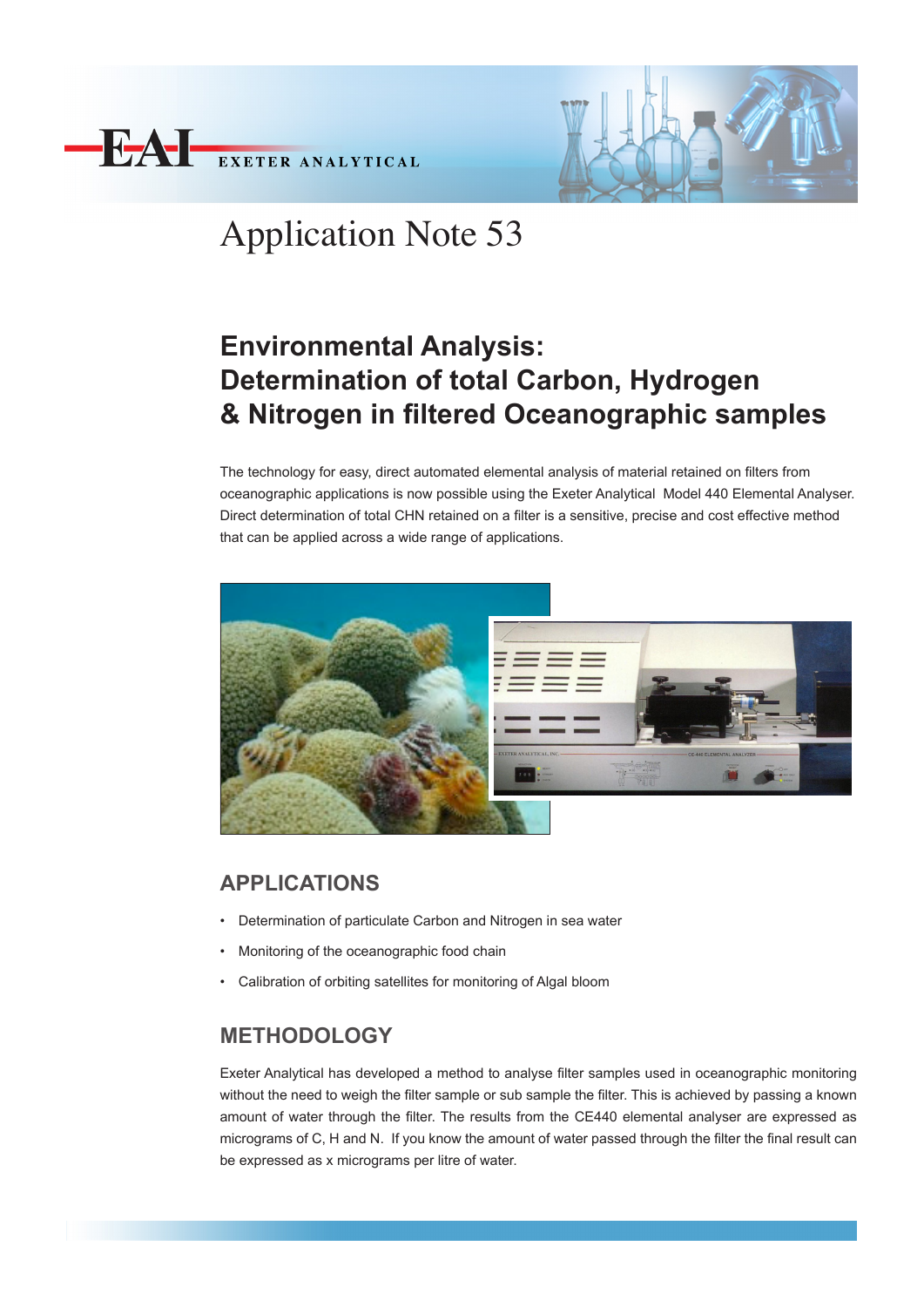EAI EXETER ANALYTICAL

# Application Note 53

## Environmental Analysis: Determination of total Carbon, Hydrogen & Nitrogen in filtered Oceanographic samples

The technology for easy, direct automated elemental analysis of material retained on filters from oceanographic applications is now possible using the Exeter Analytical Model 440 Elemental Analyser. Direct determination of total CHN retained on a filter is a sensitive, precise and cost effective method that can be applied across a wide range of applications.

## APPLICATIONS

- Determination of particulate Carbon and Nitrogen in sea water
- Monitoring of the oceanographic food chain
- Calibration of orbiting satellites for monitoring of Algal bloom

## METHODOLOGY

Exeter Analytical has developed a method to analyse filter samples used in oceanographic monitoring without the need to weigh the filter sample or sub sample the filter. This is achieved by passing a known amount of water through the filter. The results from the CE440 elemental analyser are expressed as micrograms of C, H and N. If you know the amount of water passed through the filter the final result can be expressed as x micrograms per litre of water.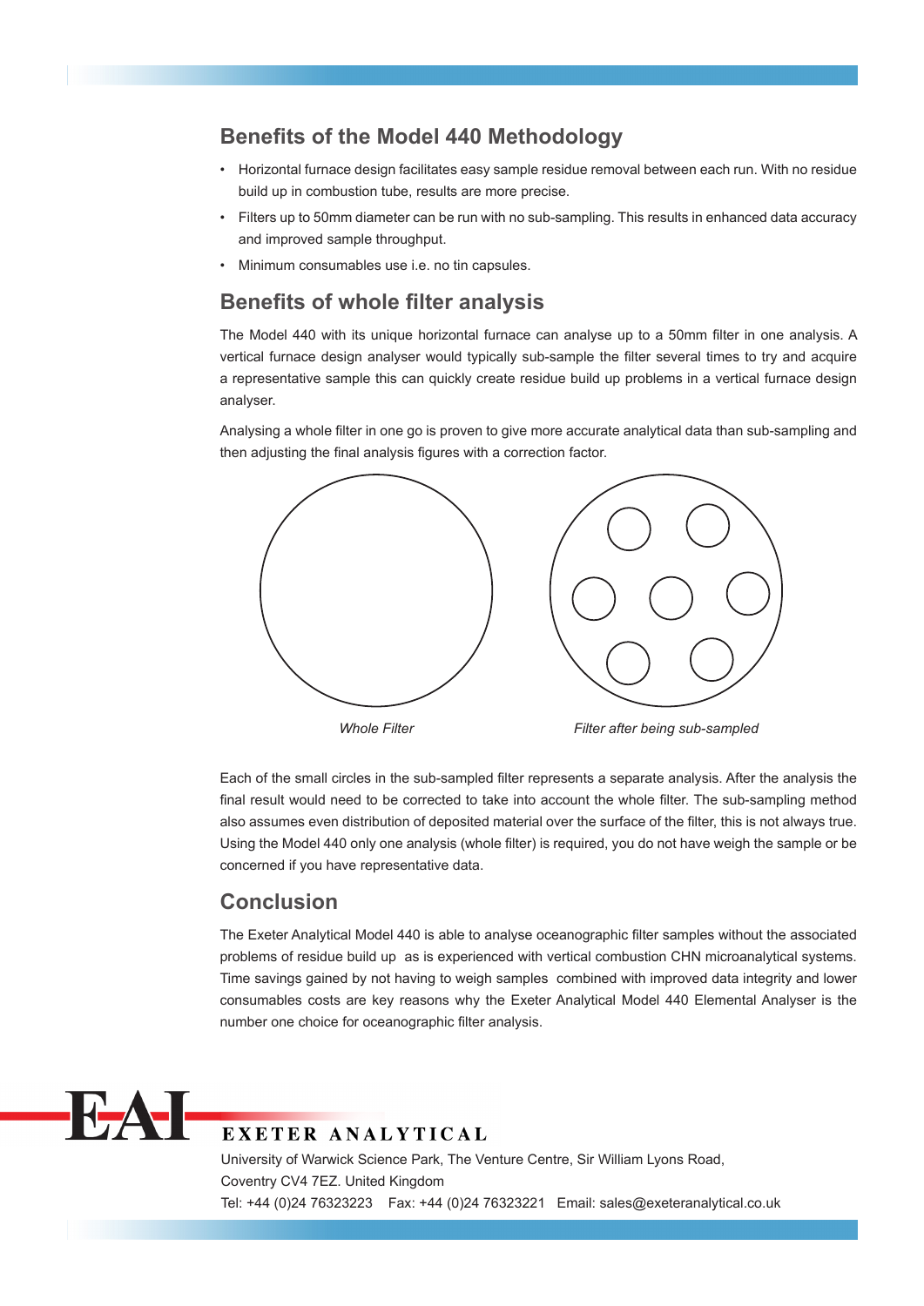## Benefits of the Model 440 Methodology

- Horizontal furnace design facilitates easy sample residue removal between each run. With no residue build up in combustion tube, results are more precise.
- Filters up to 50mm diameter can be run with no sub-sampling. This results in enhanced data accuracy and improved sample throughput.
- Minimum consumables use i.e. no tin capsules.

## Benefits of whole filter analysis

The Model 440 with its unique horizontal furnace can analyse up to a 50mm filter in one analysis. A vertical furnace design analyser would typically sub-sample the filter several times to try and acquire a representative sample this can quickly create residue build up problems in a vertical furnace design analyser.

Analysing a whole filter in one go is proven to give more accurate analytical data than sub-sampling and then adjusting the final analysis figures with a correction factor.

*Whole Filter*

*Filter after being sub-sampled*

Each of the small circles in the sub-sampled filter represents a separate analysis. After the analysis the final result would need to be corrected to take into account the whole filter. The sub-sampling method also assumes even distribution of deposited material over the surface of the filter, this is not always true. Using the Model 440 only one analysis (whole filter) is required, you do not have weigh the sample or be concerned if you have representative data.

## Conclusion

The Exeter Analytical Model 440 is able to analyse oceanographic filter samples without the associated problems of residue build up as is experienced with vertical combustion CHN microanalytical systems. Time savings gained by not having to weigh samples combined with improved data integrity and lower consumables costs are key reasons why the Exeter Analytical Model 440 Elemental Analyser is the number one choice for oceanographic filter analysis.

EAI

EXETER ANALYTICAL

University of Warwick Science Park, The Venture Centre, Sir William Lyons Road,
Coventry CV4 7EZ. United Kingdom
Tel: +44 (0)24 76323223 Fax: +44 (0)24 76323221 Email: sales@exeteranalytical.co.uk